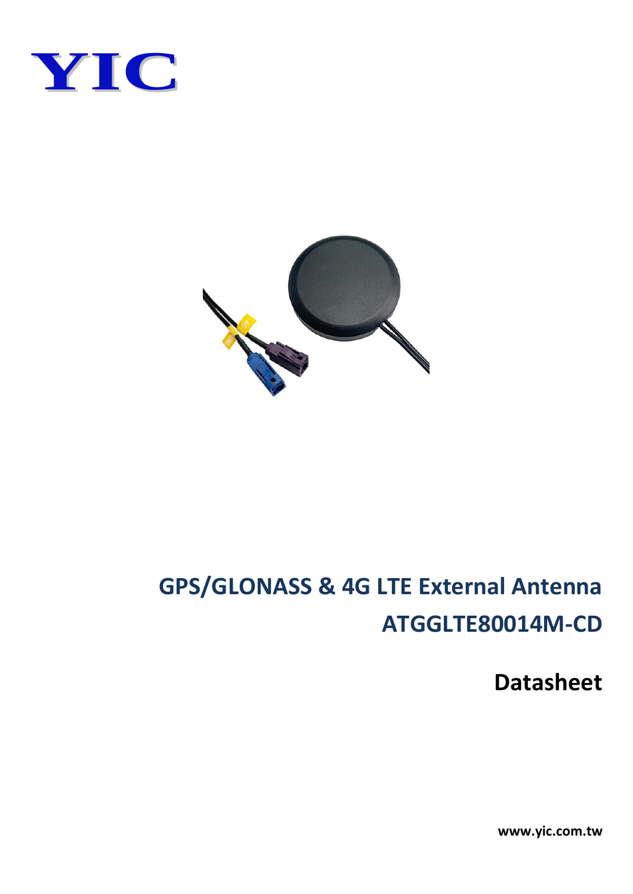YIC

# GPS/GLONASS & 4G LTE External Antenna

# ATGGLTE80014M-CD

## Datasheet

www.yic.com.tw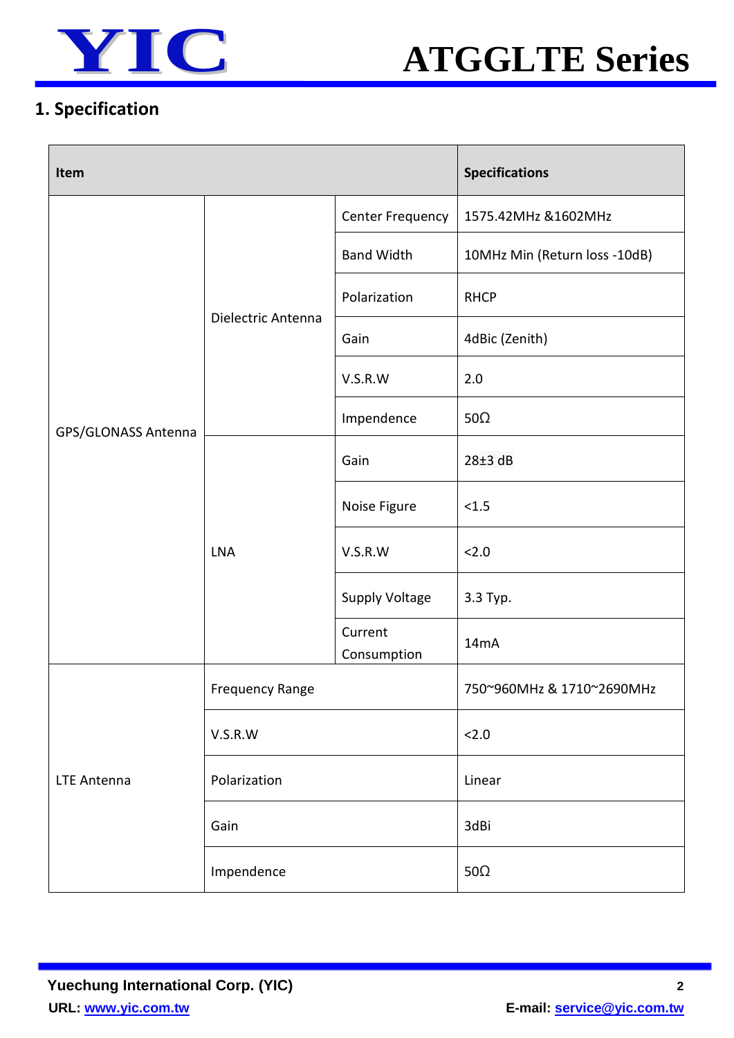## 1. Specification

| Item | | | Specifications |
|---|---|---|---|
| GPS/GLONASS Antenna | Dielectric Antenna | Center Frequency | 1575.42MHz &1602MHz |
| | | Band Width | 10MHz Min (Return loss -10dB) |
| | | Polarization | RHCP |
| | | Gain | 4dBic (Zenith) |
| | | V.S.R.W | 2.0 |
| | | Impendence | 50Ω |
| | LNA | Gain | 28±3 dB |
| | | Noise Figure | <1.5 |
| | | V.S.R.W | <2.0 |
| | | Supply Voltage | 3.3 Typ. |
| | | Current Consumption | 14mA |
| LTE Antenna | Frequency Range | | 750~960MHz & 1710~2690MHz |
| | V.S.R.W | | <2.0 |
| | Polarization | | Linear |
| | Gain | | 3dBi |
| | Impendence | | 50Ω |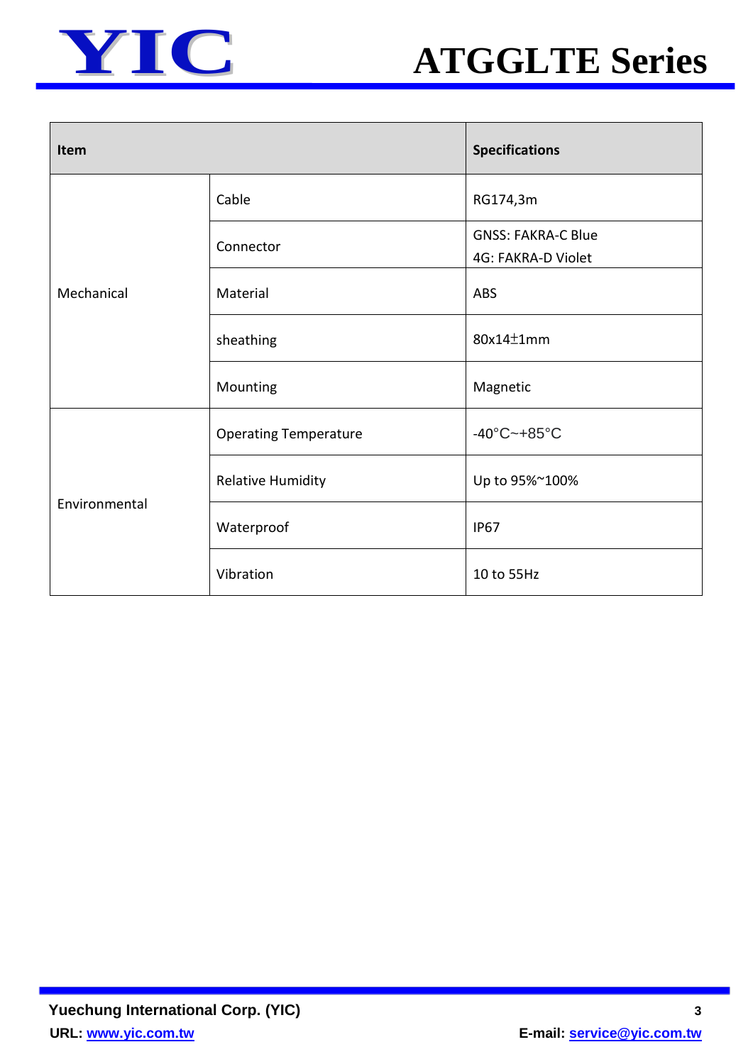| Item | | Specifications |
|---|---|---|
| Mechanical | Cable | RG174,3m |
| | Connector | GNSS: FAKRA-C Blue<br>4G: FAKRA-D Violet |
| | Material | ABS |
| | sheathing | 80x14±1mm |
| | Mounting | Magnetic |
| Environmental | Operating Temperature | -40°C~+85°C |
| | Relative Humidity | Up to 95%~100% |
| | Waterproof | IP67 |
| | Vibration | 10 to 55Hz |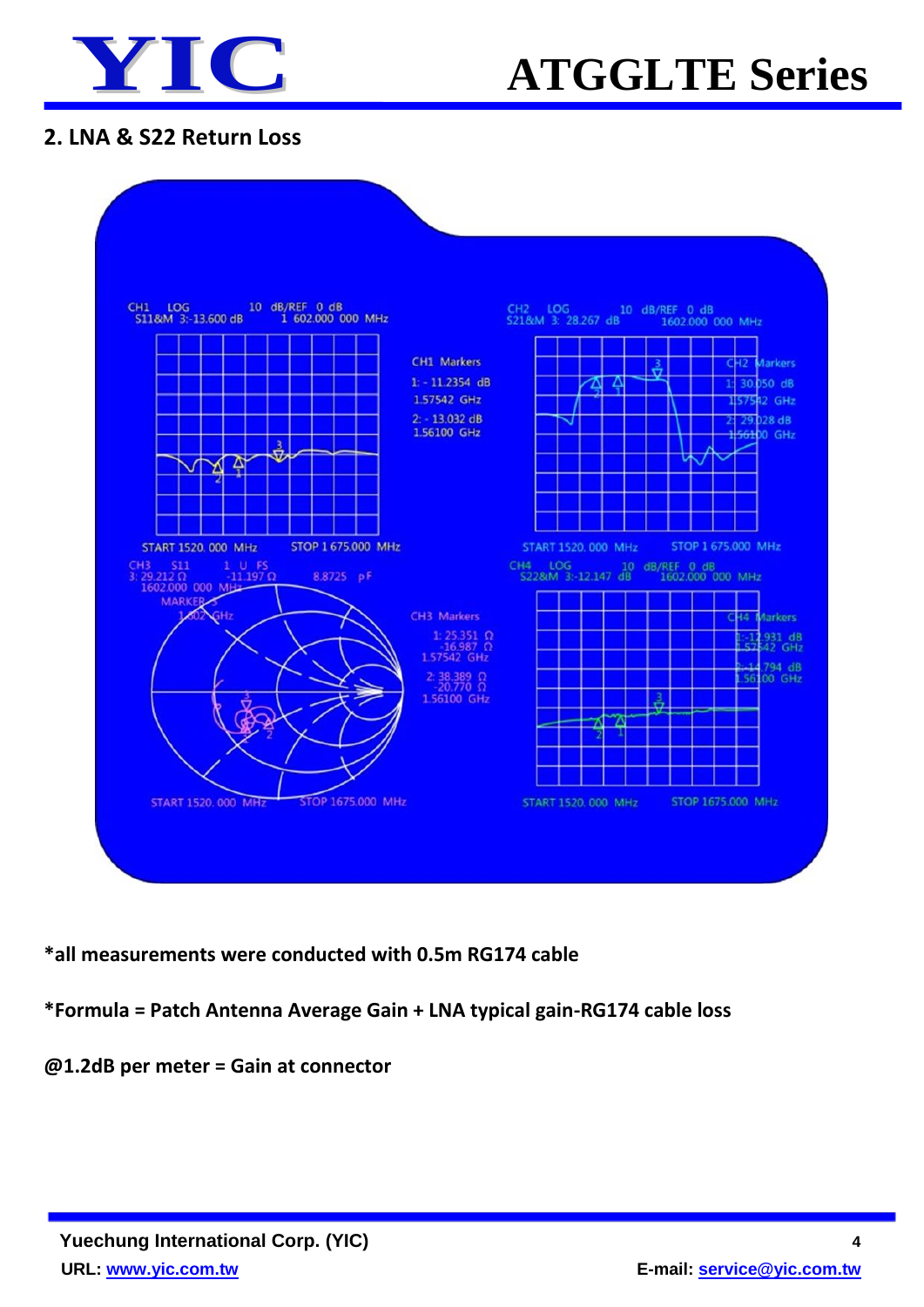## 2. LNA & S22 Return Loss

*all measurements were conducted with 0.5m RG174 cable

*Formula = Patch Antenna Average Gain + LNA typical gain-RG174 cable loss

@1.2dB per meter = Gain at connector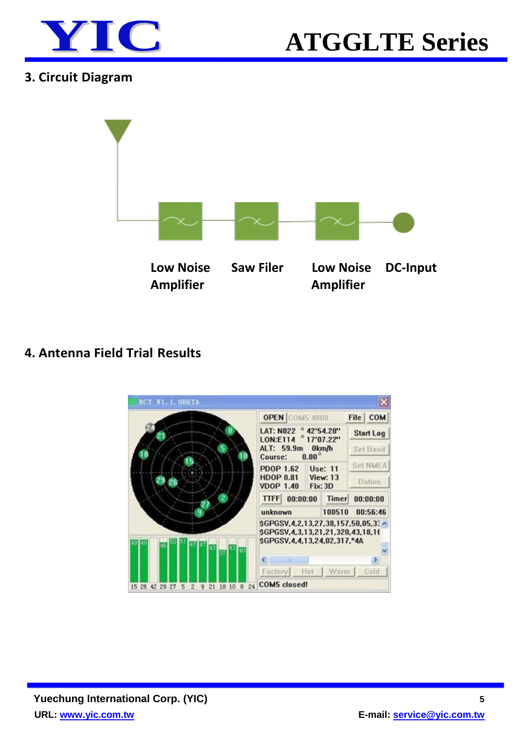## 3. Circuit Diagram

Low Noise Amplifier

Saw Filer

Low Noise Amplifier

DC-Input

## 4. Antenna Field Trial Results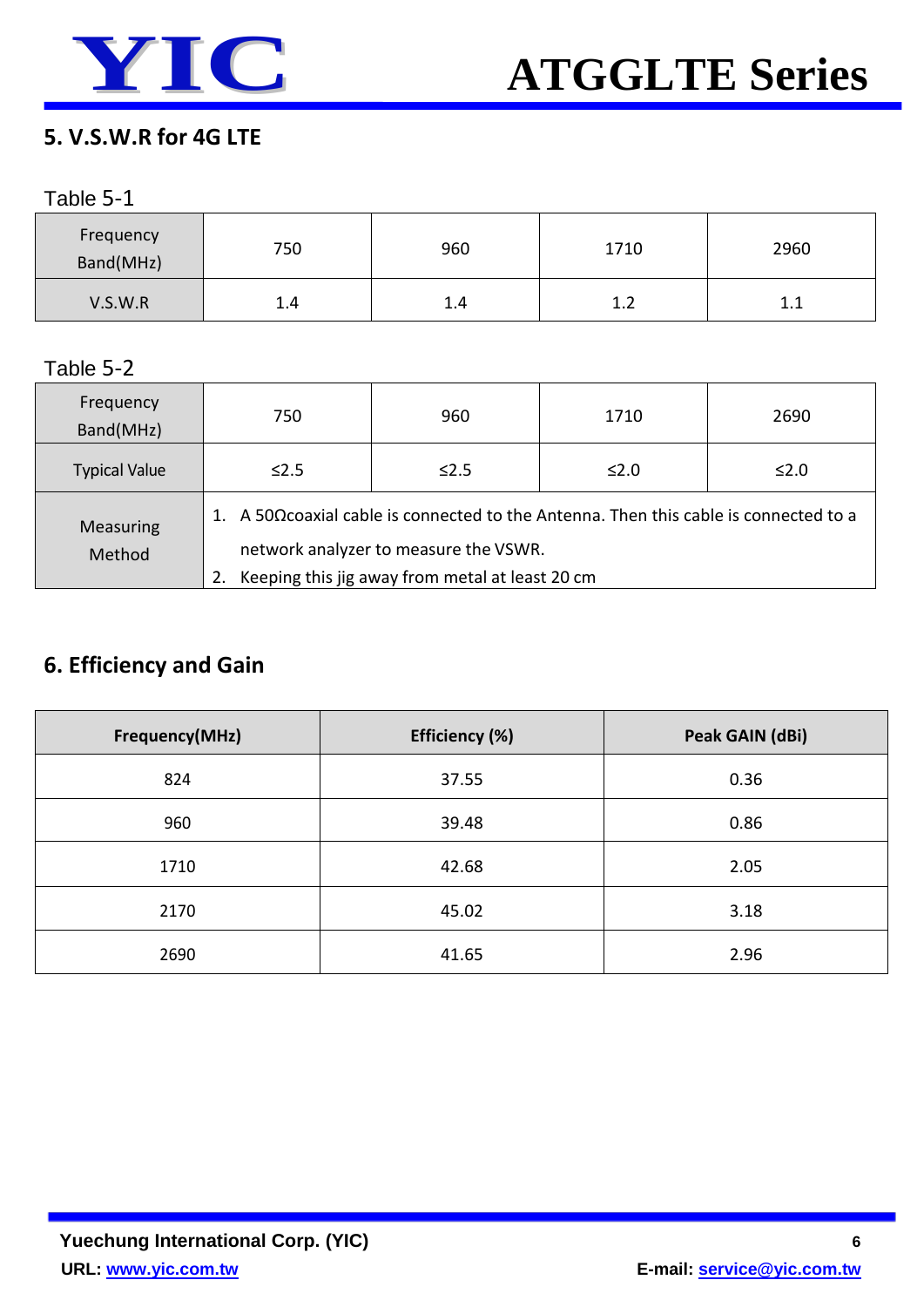## 5. V.S.W.R for 4G LTE

Table 5-1

| Frequency Band(MHz) | 750 | 960 | 1710 | 2960 |
|---|---|---|---|---|
| V.S.W.R | 1.4 | 1.4 | 1.2 | 1.1 |

Table 5-2

| Frequency Band(MHz) | 750 | 960 | 1710 | 2690 |
|---|---|---|---|---|
| Typical Value | ≤2.5 | ≤2.5 | ≤2.0 | ≤2.0 |
| Measuring Method | 1. A 50Ωcoaxial cable is connected to the Antenna. Then this cable is connected to a network analyzer to measure the VSWR. 2. Keeping this jig away from metal at least 20 cm | | | |

## 6. Efficiency and Gain

| Frequency(MHz) | Efficiency (%) | Peak GAIN (dBi) |
|---|---|---|
| 824 | 37.55 | 0.36 |
| 960 | 39.48 | 0.86 |
| 1710 | 42.68 | 2.05 |
| 2170 | 45.02 | 3.18 |
| 2690 | 41.65 | 2.96 |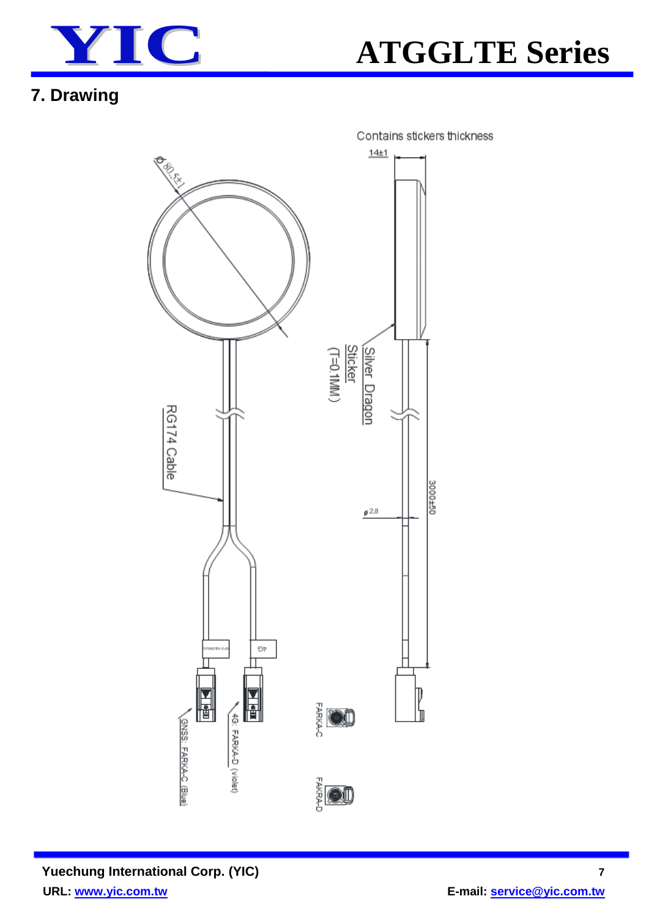## 7. Drawing

Contains stickers thickness

14±1

Ø80.5±1

Silver Dragon Sticker (T=0.1MM)

RG174 Cable

3000±50

ø2.8

4G

GNSS: FARKA-C (Blue)

4G: FARKA-D (violet)

FARKA-C

FAKRA-D